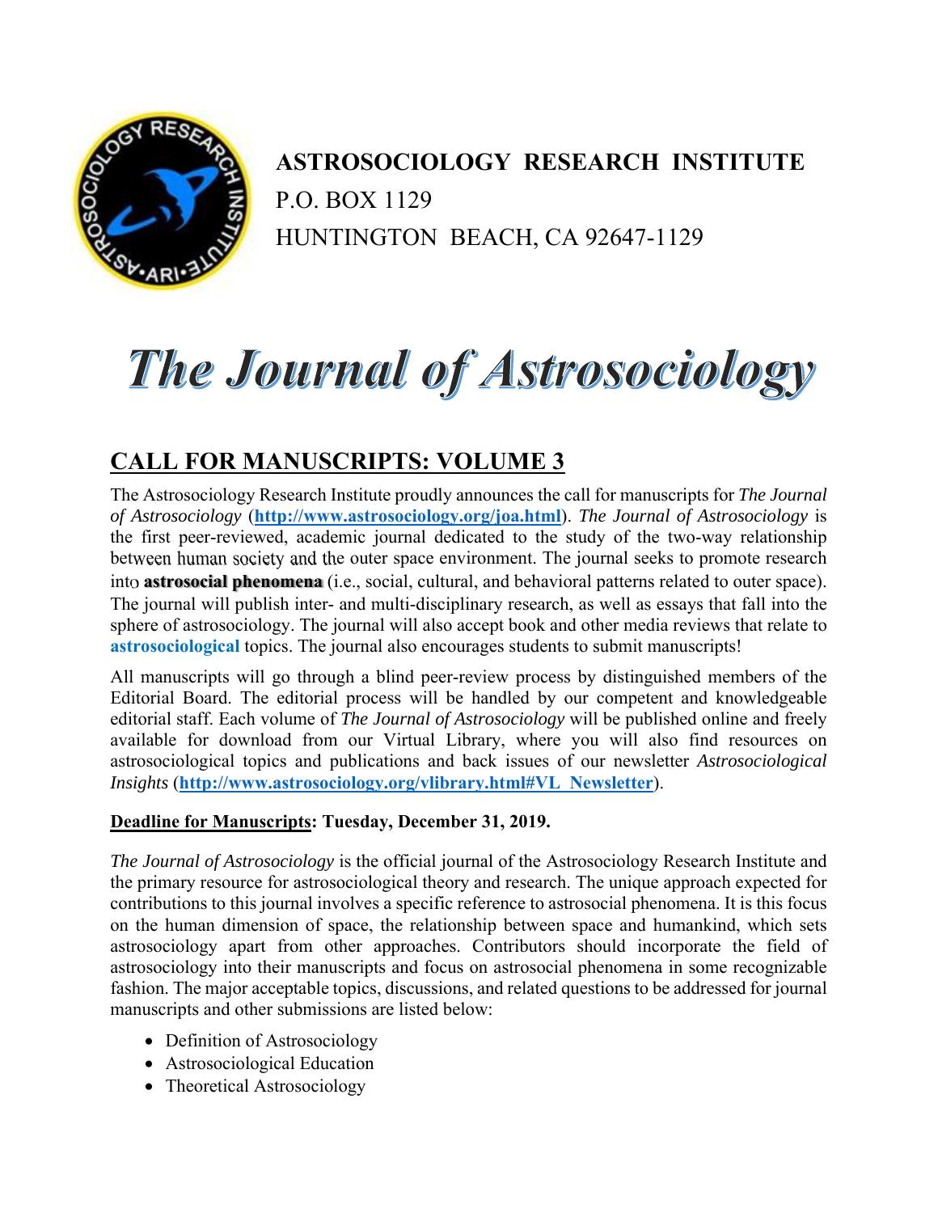**ASTROSOCIOLOGY RESEARCH INSTITUTE**

P.O. BOX 1129

HUNTINGTON BEACH, CA 92647-1129

# *The Journal of Astrosociology*

## CALL FOR MANUSCRIPTS: VOLUME 3

The Astrosociology Research Institute proudly announces the call for manuscripts for *The Journal of Astrosociology* (**http://www.astrosociology.org/joa.html**). *The Journal of Astrosociology* is the first peer-reviewed, academic journal dedicated to the study of the two-way relationship between human society and the outer space environment. The journal seeks to promote research into **astrosocial phenomena** (i.e., social, cultural, and behavioral patterns related to outer space). The journal will publish inter- and multi-disciplinary research, as well as essays that fall into the sphere of astrosociology. The journal will also accept book and other media reviews that relate to **astrosociological** topics. The journal also encourages students to submit manuscripts!

All manuscripts will go through a blind peer-review process by distinguished members of the Editorial Board. The editorial process will be handled by our competent and knowledgeable editorial staff. Each volume of *The Journal of Astrosociology* will be published online and freely available for download from our Virtual Library, where you will also find resources on astrosociological topics and publications and back issues of our newsletter *Astrosociological Insights* (**http://www.astrosociology.org/vlibrary.html#VL_Newsletter**).

**Deadline for Manuscripts: Tuesday, December 31, 2019.**

*The Journal of Astrosociology* is the official journal of the Astrosociology Research Institute and the primary resource for astrosociological theory and research. The unique approach expected for contributions to this journal involves a specific reference to astrosocial phenomena. It is this focus on the human dimension of space, the relationship between space and humankind, which sets astrosociology apart from other approaches. Contributors should incorporate the field of astrosociology into their manuscripts and focus on astrosocial phenomena in some recognizable fashion. The major acceptable topics, discussions, and related questions to be addressed for journal manuscripts and other submissions are listed below:

- Definition of Astrosociology
- Astrosociological Education
- Theoretical Astrosociology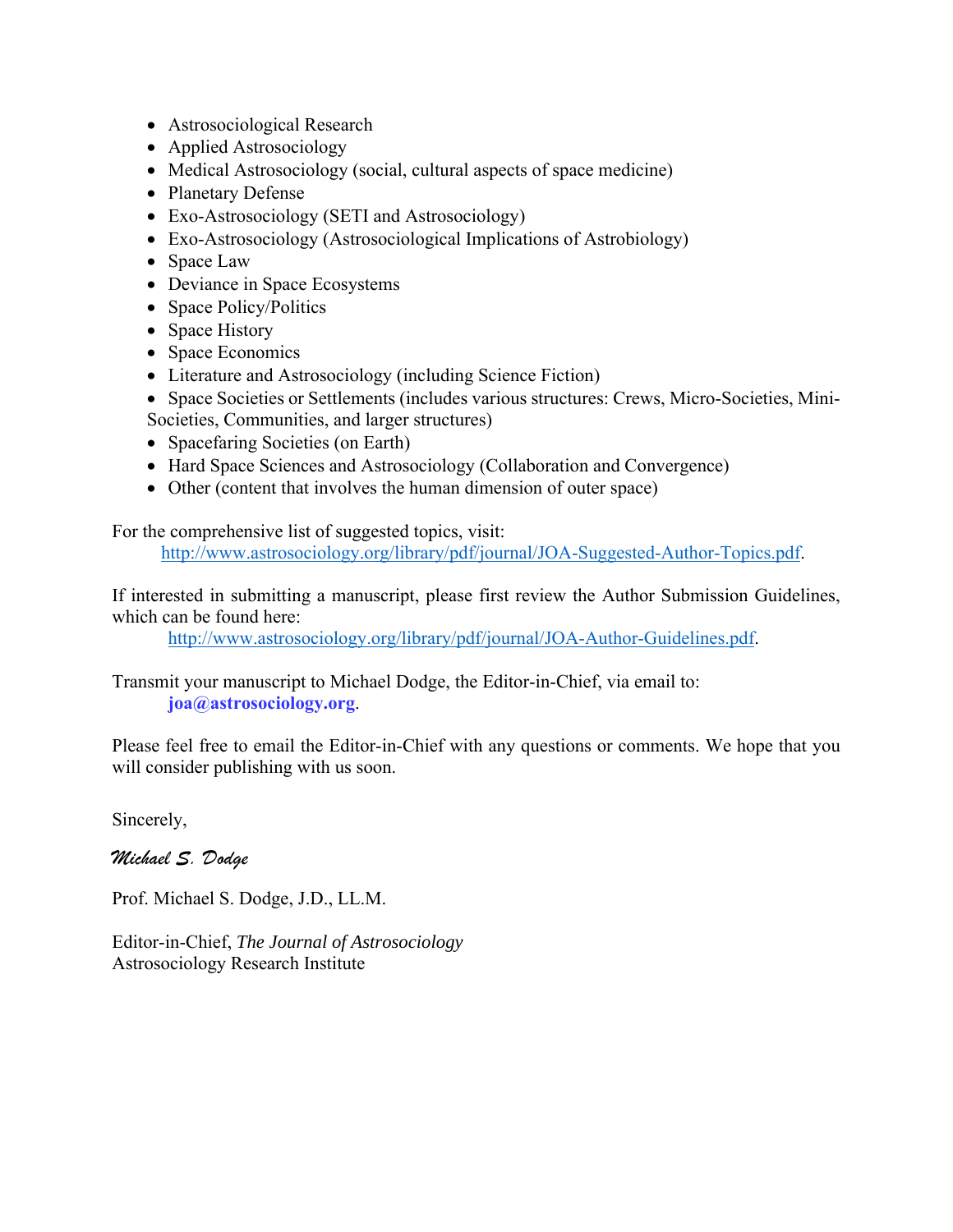- Astrosociological Research
- Applied Astrosociology
- Medical Astrosociology (social, cultural aspects of space medicine)
- Planetary Defense
- Exo-Astrosociology (SETI and Astrosociology)
- Exo-Astrosociology (Astrosociological Implications of Astrobiology)
- Space Law
- Deviance in Space Ecosystems
- Space Policy/Politics
- Space History
- Space Economics
- Literature and Astrosociology (including Science Fiction)
- Space Societies or Settlements (includes various structures: Crews, Micro-Societies, Mini-Societies, Communities, and larger structures)
- Spacefaring Societies (on Earth)
- Hard Space Sciences and Astrosociology (Collaboration and Convergence)
- Other (content that involves the human dimension of outer space)

For the comprehensive list of suggested topics, visit:
http://www.astrosociology.org/library/pdf/journal/JOA-Suggested-Author-Topics.pdf.

If interested in submitting a manuscript, please first review the Author Submission Guidelines, which can be found here:
http://www.astrosociology.org/library/pdf/journal/JOA-Author-Guidelines.pdf.

Transmit your manuscript to Michael Dodge, the Editor-in-Chief, via email to:
**joa@astrosociology.org**.

Please feel free to email the Editor-in-Chief with any questions or comments. We hope that you will consider publishing with us soon.

Sincerely,

*Michael S. Dodge*

Prof. Michael S. Dodge, J.D., LL.M.

Editor-in-Chief, *The Journal of Astrosociology*
Astrosociology Research Institute